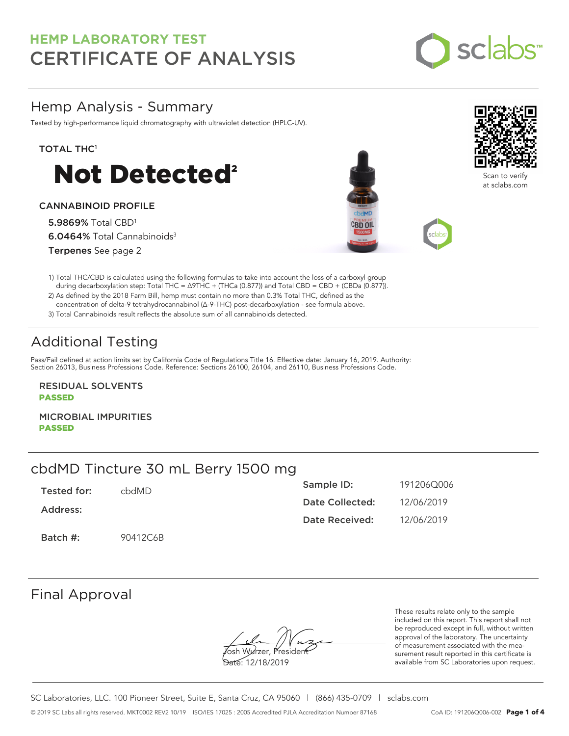# HEMP LABORATORY TEST
# CERTIFICATE OF ANALYSIS

## Hemp Analysis - Summary

Tested by high-performance liquid chromatography with ultraviolet detection (HPLC-UV).

**TOTAL THC[1]**

# Not Detected[2]

**CANNABINOID PROFILE**

**5.9869%** Total CBD[1]

**6.0464%** Total Cannabinoids[3]

**Terpenes** See page 2

Scan to verify at sclabs.com

1) Total THC/CBD is calculated using the following formulas to take into account the loss of a carboxyl group during decarboxylation step: Total THC = Δ9THC + (THCa (0.877)) and Total CBD = CBD + (CBDa (0.877)).
2) As defined by the 2018 Farm Bill, hemp must contain no more than 0.3% Total THC, defined as the concentration of delta-9 tetrahydrocannabinol (Δ-9-THC) post-decarboxylation - see formula above.
3) Total Cannabinoids result reflects the absolute sum of all cannabinoids detected.

## Additional Testing

Pass/Fail defined at action limits set by California Code of Regulations Title 16. Effective date: January 16, 2019. Authority: Section 26013, Business Professions Code. Reference: Sections 26100, 26104, and 26110, Business Professions Code.

**RESIDUAL SOLVENTS**
**PASSED**

**MICROBIAL IMPURITIES**
**PASSED**

## cbdMD Tincture 30 mL Berry 1500 mg

**Tested for:** cbdMD

**Address:**

**Batch #:** 90412C6B

**Sample ID:** 191206Q006

**Date Collected:** 12/06/2019

**Date Received:** 12/06/2019

## Final Approval

Josh Wurzer, President

Date: 12/18/2019

These results relate only to the sample included on this report. This report shall not be reproduced except in full, without written approval of the laboratory. The uncertainty of measurement associated with the measurement result reported in this certificate is available from SC Laboratories upon request.

SC Laboratories, LLC. 100 Pioneer Street, Suite E, Santa Cruz, CA 95060 | (866) 435-0709 | sclabs.com

© 2019 SC Labs all rights reserved. MKT0002 REV2 10/19 ISO/IES 17025 : 2005 Accredited PJLA Accreditation Number 87168 CoA ID: 191206Q006-002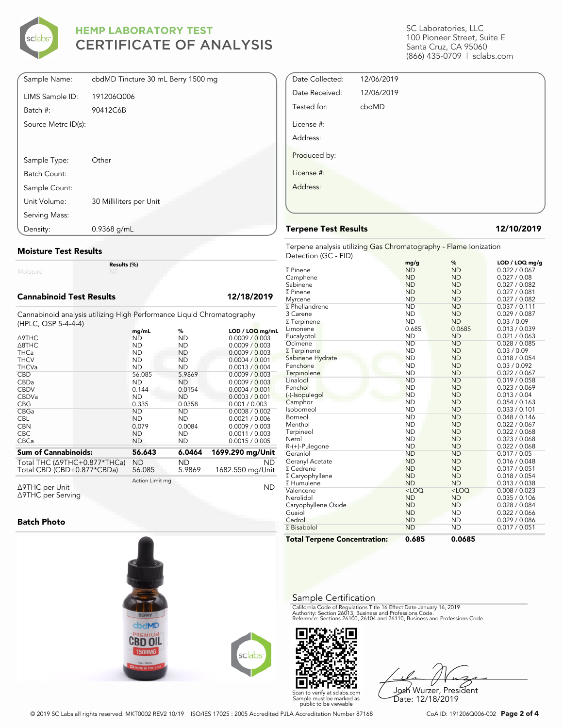# HEMP LABORATORY TEST
# CERTIFICATE OF ANALYSIS

SC Laboratories, LLC
100 Pioneer Street, Suite E
Santa Cruz, CA 95060
(866) 435-0709 | sclabs.com

| | |
|---|---|
| Sample Name: | cbdMD Tincture 30 mL Berry 1500 mg |
| LIMS Sample ID: | 191206Q006 |
| Batch #: | 90412C6B |
| Source Metrc ID(s): | |
| Sample Type: | Other |
| Batch Count: | |
| Sample Count: | |
| Unit Volume: | 30 Milliliters per Unit |
| Serving Mass: | |
| Density: | 0.9368 g/mL |

| | |
|---|---|
| Date Collected: | 12/06/2019 |
| Date Received: | 12/06/2019 |
| Tested for: | cbdMD |
| License #: | |
| Address: | |
| Produced by: | |
| License #: | |
| Address: | |

## Moisture Test Results

| | Results (%) |
|---|---|
| Moisture | NT |

## Cannabinoid Test Results — 12/18/2019

Cannabinoid analysis utilizing High Performance Liquid Chromatography (HPLC, QSP 5-4-4-4)

| | mg/mL | % | LOD / LOQ mg/mL |
|---|---|---|---|
| Δ9THC | ND | ND | 0.0009 / 0.003 |
| Δ8THC | ND | ND | 0.0009 / 0.003 |
| THCa | ND | ND | 0.0009 / 0.003 |
| THCV | ND | ND | 0.0004 / 0.001 |
| THCVa | ND | ND | 0.0013 / 0.004 |
| CBD | 56.085 | 5.9869 | 0.0009 / 0.003 |
| CBDa | ND | ND | 0.0009 / 0.003 |
| CBDV | 0.144 | 0.0154 | 0.0004 / 0.001 |
| CBDVa | ND | ND | 0.0003 / 0.001 |
| CBG | 0.335 | 0.0358 | 0.001 / 0.003 |
| CBGa | ND | ND | 0.0008 / 0.002 |
| CBL | ND | ND | 0.0021 / 0.006 |
| CBN | 0.079 | 0.0084 | 0.0009 / 0.003 |
| CBC | ND | ND | 0.0011 / 0.003 |
| CBCa | ND | ND | 0.0015 / 0.005 |
| **Sum of Cannabinoids:** | **56.643** | **6.0464** | **1699.290 mg/Unit** |
| Total THC (Δ9THC+0.877*THCa) | ND | ND | ND |
| Total CBD (CBD+0.877*CBDa) | 56.085 | 5.9869 | 1682.550 mg/Unit |

| | Action Limit mg | |
|---|---|---|
| Δ9THC per Unit | | ND |
| Δ9THC per Serving | | |

## Batch Photo

## Terpene Test Results — 12/10/2019

Terpene analysis utilizing Gas Chromatography - Flame Ionization Detection (GC - FID)

| | mg/g | % | LOD / LOQ mg/g |
|---|---|---|---|
| ? Pinene | ND | ND | 0.022 / 0.067 |
| Camphene | ND | ND | 0.027 / 0.08 |
| Sabinene | ND | ND | 0.027 / 0.082 |
| ? Pinene | ND | ND | 0.027 / 0.081 |
| Myrcene | ND | ND | 0.027 / 0.082 |
| ? Phellandrene | ND | ND | 0.037 / 0.111 |
| 3 Carene | ND | ND | 0.029 / 0.087 |
| ? Terpinene | ND | ND | 0.03 / 0.09 |
| Limonene | 0.685 | 0.0685 | 0.013 / 0.039 |
| Eucalyptol | ND | ND | 0.021 / 0.063 |
| Ocimene | ND | ND | 0.028 / 0.085 |
| ? Terpinene | ND | ND | 0.03 / 0.09 |
| Sabinene Hydrate | ND | ND | 0.018 / 0.054 |
| Fenchone | ND | ND | 0.03 / 0.092 |
| Terpinolene | ND | ND | 0.022 / 0.067 |
| Linalool | ND | ND | 0.019 / 0.058 |
| Fenchol | ND | ND | 0.023 / 0.069 |
| (-)-Isopulegol | ND | ND | 0.013 / 0.04 |
| Camphor | ND | ND | 0.054 / 0.163 |
| Isoborneol | ND | ND | 0.033 / 0.101 |
| Borneol | ND | ND | 0.048 / 0.146 |
| Menthol | ND | ND | 0.022 / 0.067 |
| Terpineol | ND | ND | 0.022 / 0.068 |
| Nerol | ND | ND | 0.023 / 0.068 |
| R-(+)-Pulegone | ND | ND | 0.022 / 0.068 |
| Geraniol | ND | ND | 0.017 / 0.05 |
| Geranyl Acetate | ND | ND | 0.016 / 0.048 |
| ? Cedrene | ND | ND | 0.017 / 0.051 |
| ? Caryophyllene | ND | ND | 0.018 / 0.054 |
| ? Humulene | ND | ND | 0.013 / 0.038 |
| Valencene | <LOQ | <LOQ | 0.008 / 0.023 |
| Nerolidol | ND | ND | 0.035 / 0.106 |
| Caryophyllene Oxide | ND | ND | 0.028 / 0.084 |
| Guaiol | ND | ND | 0.022 / 0.066 |
| Cedrol | ND | ND | 0.029 / 0.086 |
| ? Bisabolol | ND | ND | 0.017 / 0.051 |
| **Total Terpene Concentration:** | **0.685** | **0.0685** | |

## Sample Certification

California Code of Regulations Title 16 Effect Date January 16, 2019
Authority: Section 26013, Business and Professions Code.
Reference: Sections 26100, 26104 and 26110, Business and Professions Code.

Scan to verify at sclabs.com
Sample must be marked as public to be viewable

Josh Wurzer, President
Date: 12/18/2019

© 2019 SC Labs all rights reserved. MKT0002 REV2 10/19 ISO/IES 17025 : 2005 Accredited PJLA Accreditation Number 87168

CoA ID: 191206Q006-002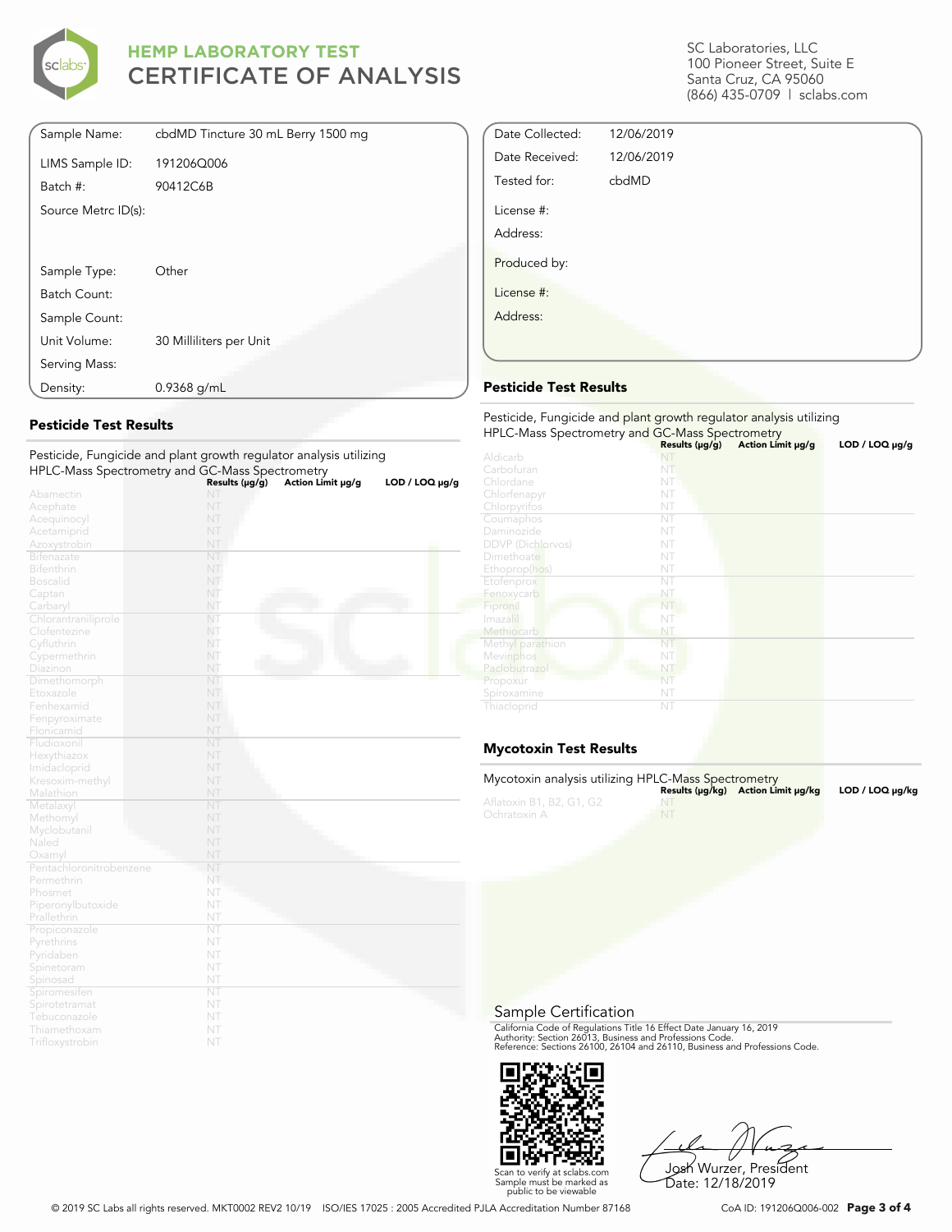# HEMP LABORATORY TEST
# CERTIFICATE OF ANALYSIS

SC Laboratories, LLC
100 Pioneer Street, Suite E
Santa Cruz, CA 95060
(866) 435-0709 | sclabs.com

| | |
|---|---|
| Sample Name: | cbdMD Tincture 30 mL Berry 1500 mg |
| LIMS Sample ID: | 191206Q006 |
| Batch #: | 90412C6B |
| Source Metrc ID(s): | |
| Sample Type: | Other |
| Batch Count: | |
| Sample Count: | |
| Unit Volume: | 30 Milliliters per Unit |
| Serving Mass: | |
| Density: | 0.9368 g/mL |

| | |
|---|---|
| Date Collected: | 12/06/2019 |
| Date Received: | 12/06/2019 |
| Tested for: | cbdMD |
| License #: | |
| Address: | |
| Produced by: | |
| License #: | |
| Address: | |

## Pesticide Test Results

Pesticide, Fungicide and plant growth regulator analysis utilizing HPLC-Mass Spectrometry and GC-Mass Spectrometry

| | Results (μg/g) | Action Limit μg/g | LOD / LOQ μg/g |
|---|---|---|---|
| Abamectin | NT | | |
| Acephate | NT | | |
| Acequinocyl | NT | | |
| Acetamiprid | NT | | |
| Azoxystrobin | NT | | |
| Bifenazate | NT | | |
| Bifenthrin | NT | | |
| Boscalid | NT | | |
| Captan | NT | | |
| Carbaryl | NT | | |
| Chlorantraniliprole | NT | | |
| Clofentezine | NT | | |
| Cyfluthrin | NT | | |
| Cypermethrin | NT | | |
| Diazinon | NT | | |
| Dimethomorph | NT | | |
| Etoxazole | NT | | |
| Fenhexamid | NT | | |
| Fenpyroximate | NT | | |
| Flonicamid | NT | | |
| Fludioxonil | NT | | |
| Hexythiazox | NT | | |
| Imidacloprid | NT | | |
| Kresoxim-methyl | NT | | |
| Malathion | NT | | |
| Metalaxyl | NT | | |
| Methomyl | NT | | |
| Myclobutanil | NT | | |
| Naled | NT | | |
| Oxamyl | NT | | |
| Pentachloronitrobenzene | NT | | |
| Permethrin | NT | | |
| Phosmet | NT | | |
| Piperonylbutoxide | NT | | |
| Prallethrin | NT | | |
| Propiconazole | NT | | |
| Pyrethrins | NT | | |
| Pyridaben | NT | | |
| Spinetoram | NT | | |
| Spinosad | NT | | |
| Spiromesifen | NT | | |
| Spirotetramat | NT | | |
| Tebuconazole | NT | | |
| Thiamethoxam | NT | | |
| Trifloxystrobin | NT | | |

## Pesticide Test Results

Pesticide, Fungicide and plant growth regulator analysis utilizing HPLC-Mass Spectrometry and GC-Mass Spectrometry

| | Results (μg/g) | Action Limit μg/g | LOD / LOQ μg/g |
|---|---|---|---|
| Aldicarb | NT | | |
| Carbofuran | NT | | |
| Chlordane | NT | | |
| Chlorfenapyr | NT | | |
| Chlorpyrifos | NT | | |
| Coumaphos | NT | | |
| Daminozide | NT | | |
| DDVP (Dichlorvos) | NT | | |
| Dimethoate | NT | | |
| Ethoprop(hos) | NT | | |
| Etofenprox | NT | | |
| Fenoxycarb | NT | | |
| Fipronil | NT | | |
| Imazalil | NT | | |
| Methiocarb | NT | | |
| Methyl parathion | NT | | |
| Mevinphos | NT | | |
| Paclobutrazol | NT | | |
| Propoxur | NT | | |
| Spiroxamine | NT | | |
| Thiacloprid | NT | | |

## Mycotoxin Test Results

Mycotoxin analysis utilizing HPLC-Mass Spectrometry

| | Results (μg/kg) | Action Limit μg/kg | LOD / LOQ μg/kg |
|---|---|---|---|
| Aflatoxin B1, B2, G1, G2 | NT | | |
| Ochratoxin A | NT | | |

## Sample Certification

California Code of Regulations Title 16 Effect Date January 16, 2019
Authority: Section 26013, Business and Professions Code.
Reference: Sections 26100, 26104 and 26110, Business and Professions Code.

Scan to verify at sclabs.com
Sample must be marked as public to be viewable

Josh Wurzer, President
Date: 12/18/2019

© 2019 SC Labs all rights reserved. MKT0002 REV2 10/19 ISO/IES 17025 : 2005 Accredited PJLA Accreditation Number 87168 CoA ID: 191206Q006-002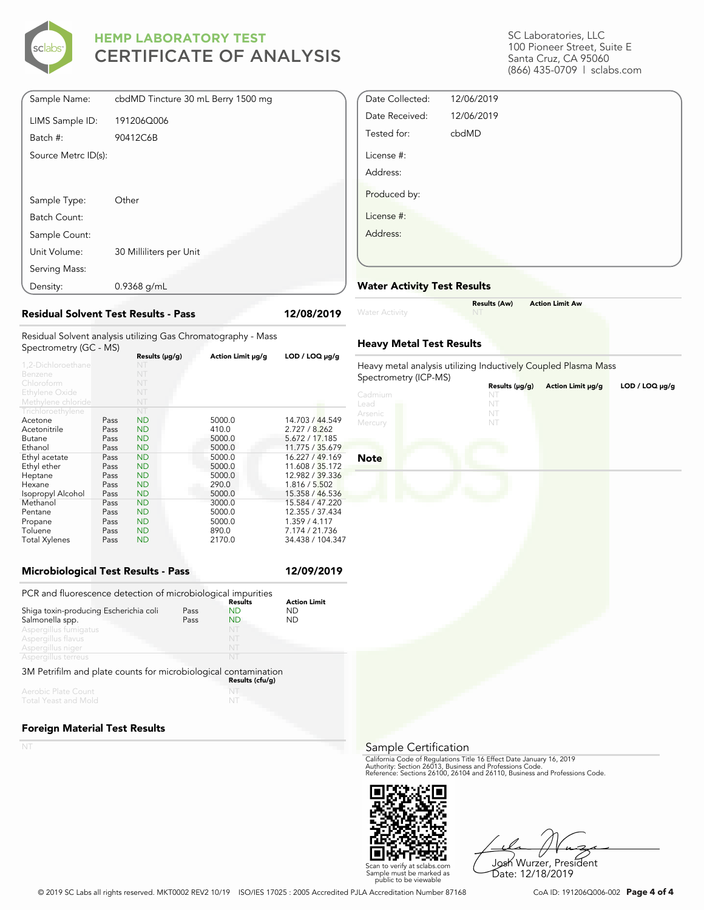# HEMP LABORATORY TEST
# CERTIFICATE OF ANALYSIS

SC Laboratories, LLC
100 Pioneer Street, Suite E
Santa Cruz, CA 95060
(866) 435-0709 | sclabs.com

| | |
|---|---|
| Sample Name: | cbdMD Tincture 30 mL Berry 1500 mg |
| LIMS Sample ID: | 191206Q006 |
| Batch #: | 90412C6B |
| Source Metrc ID(s): | |
| Sample Type: | Other |
| Batch Count: | |
| Sample Count: | |
| Unit Volume: | 30 Milliliters per Unit |
| Serving Mass: | |
| Density: | 0.9368 g/mL |

| | |
|---|---|
| Date Collected: | 12/06/2019 |
| Date Received: | 12/06/2019 |
| Tested for: | cbdMD |
| License #: | |
| Address: | |
| Produced by: | |
| License #: | |
| Address: | |

## Residual Solvent Test Results - Pass

12/08/2019

Residual Solvent analysis utilizing Gas Chromatography - Mass Spectrometry (GC - MS)

| | | Results (µg/g) | Action Limit µg/g | LOD / LOQ µg/g |
|---|---|---|---|---|
| 1,2-Dichloroethane | | NT | | |
| Benzene | | NT | | |
| Chloroform | | NT | | |
| Ethylene Oxide | | NT | | |
| Methylene chloride | | NT | | |
| Trichloroethylene | | NT | | |
| Acetone | Pass | ND | 5000.0 | 14.703 / 44.549 |
| Acetonitrile | Pass | ND | 410.0 | 2.727 / 8.262 |
| Butane | Pass | ND | 5000.0 | 5.672 / 17.185 |
| Ethanol | Pass | ND | 5000.0 | 11.775 / 35.679 |
| Ethyl acetate | Pass | ND | 5000.0 | 16.227 / 49.169 |
| Ethyl ether | Pass | ND | 5000.0 | 11.608 / 35.172 |
| Heptane | Pass | ND | 5000.0 | 12.982 / 39.336 |
| Hexane | Pass | ND | 290.0 | 1.816 / 5.502 |
| Isopropyl Alcohol | Pass | ND | 5000.0 | 15.358 / 46.536 |
| Methanol | Pass | ND | 3000.0 | 15.584 / 47.220 |
| Pentane | Pass | ND | 5000.0 | 12.355 / 37.434 |
| Propane | Pass | ND | 5000.0 | 1.359 / 4.117 |
| Toluene | Pass | ND | 890.0 | 7.174 / 21.736 |
| Total Xylenes | Pass | ND | 2170.0 | 34.438 / 104.347 |

## Microbiological Test Results - Pass

12/09/2019

PCR and fluorescence detection of microbiological impurities

| | | Results | Action Limit |
|---|---|---|---|
| Shiga toxin-producing Escherichia coli | Pass | ND | ND |
| Salmonella spp. | Pass | ND | ND |
| Aspergillus fumigatus | | NT | |
| Aspergillus flavus | | NT | |
| Aspergillus niger | | NT | |
| Aspergillus terreus | | NT | |

3M Petrifilm and plate counts for microbiological contamination

| | Results (cfu/g) |
|---|---|
| Aerobic Plate Count | NT |
| Total Yeast and Mold | NT |

## Foreign Material Test Results

NT

## Water Activity Test Results

| | Results (Aw) | Action Limit Aw |
|---|---|---|
| Water Activity | NT | |

## Heavy Metal Test Results

Heavy metal analysis utilizing Inductively Coupled Plasma Mass Spectrometry (ICP-MS)

| | Results (µg/g) | Action Limit µg/g | LOD / LOQ µg/g |
|---|---|---|---|
| Cadmium | NT | | |
| Lead | NT | | |
| Arsenic | NT | | |
| Mercury | NT | | |

## Note

## Sample Certification

California Code of Regulations Title 16 Effect Date January 16, 2019
Authority: Section 26013, Business and Professions Code.
Reference: Sections 26100, 26104 and 26110, Business and Professions Code.

Scan to verify at sclabs.com
Sample must be marked as public to be viewable

Josh Wurzer, President
Date: 12/18/2019

© 2019 SC Labs all rights reserved. MKT0002 REV2 10/19 ISO/IES 17025 : 2005 Accredited PJLA Accreditation Number 87168

CoA ID: 191206Q006-002